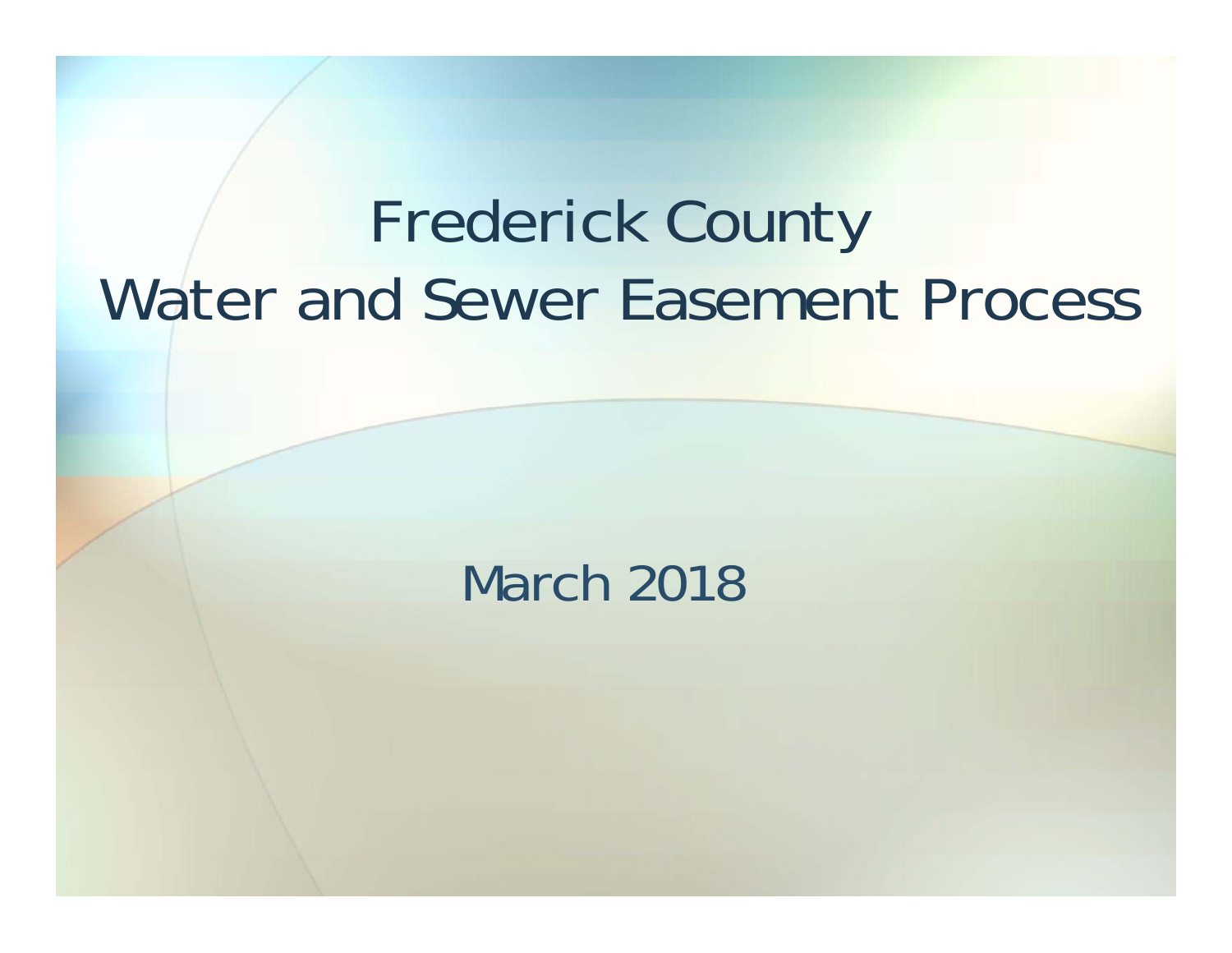# Frederick County
# Water and Sewer Easement Process

March 2018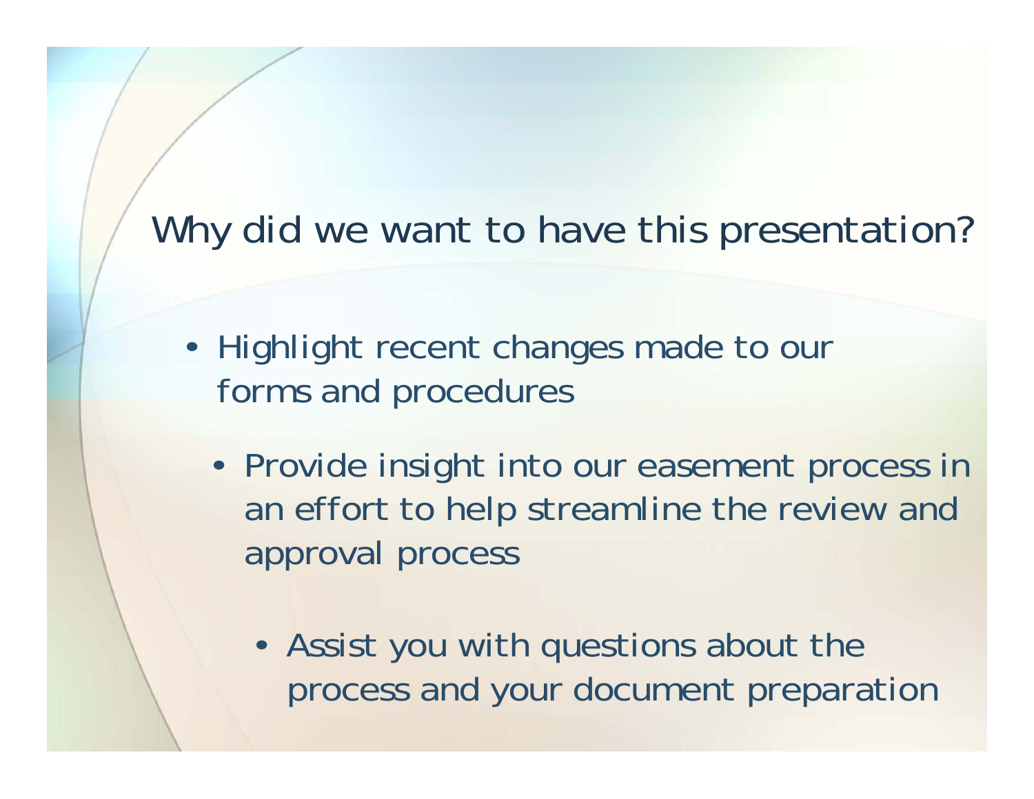## Why did we want to have this presentation?

- Highlight recent changes made to our forms and procedures
  - Provide insight into our easement process in an effort to help streamline the review and approval process
    - Assist you with questions about the process and your document preparation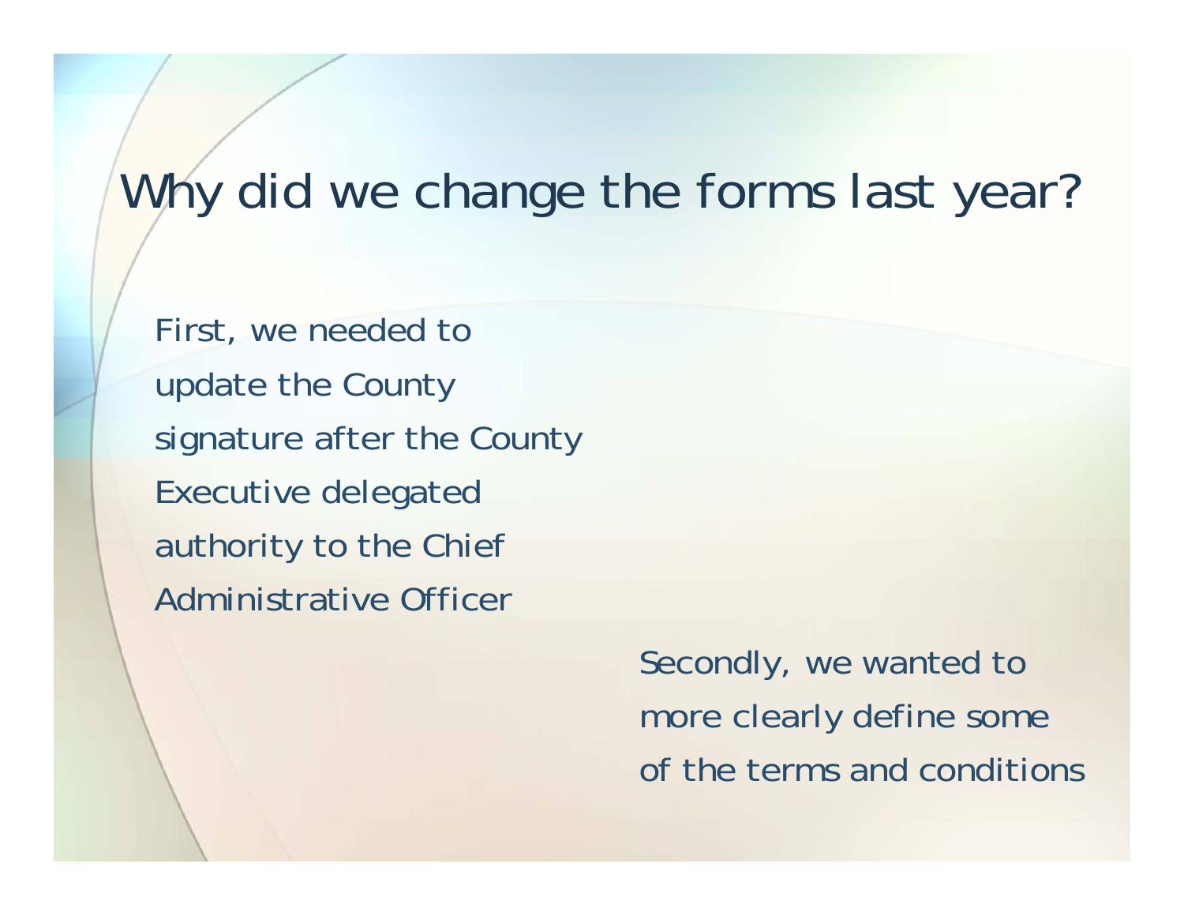# Why did we change the forms last year?

First, we needed to update the County signature after the County Executive delegated authority to the Chief Administrative Officer

Secondly, we wanted to more clearly define some of the terms and conditions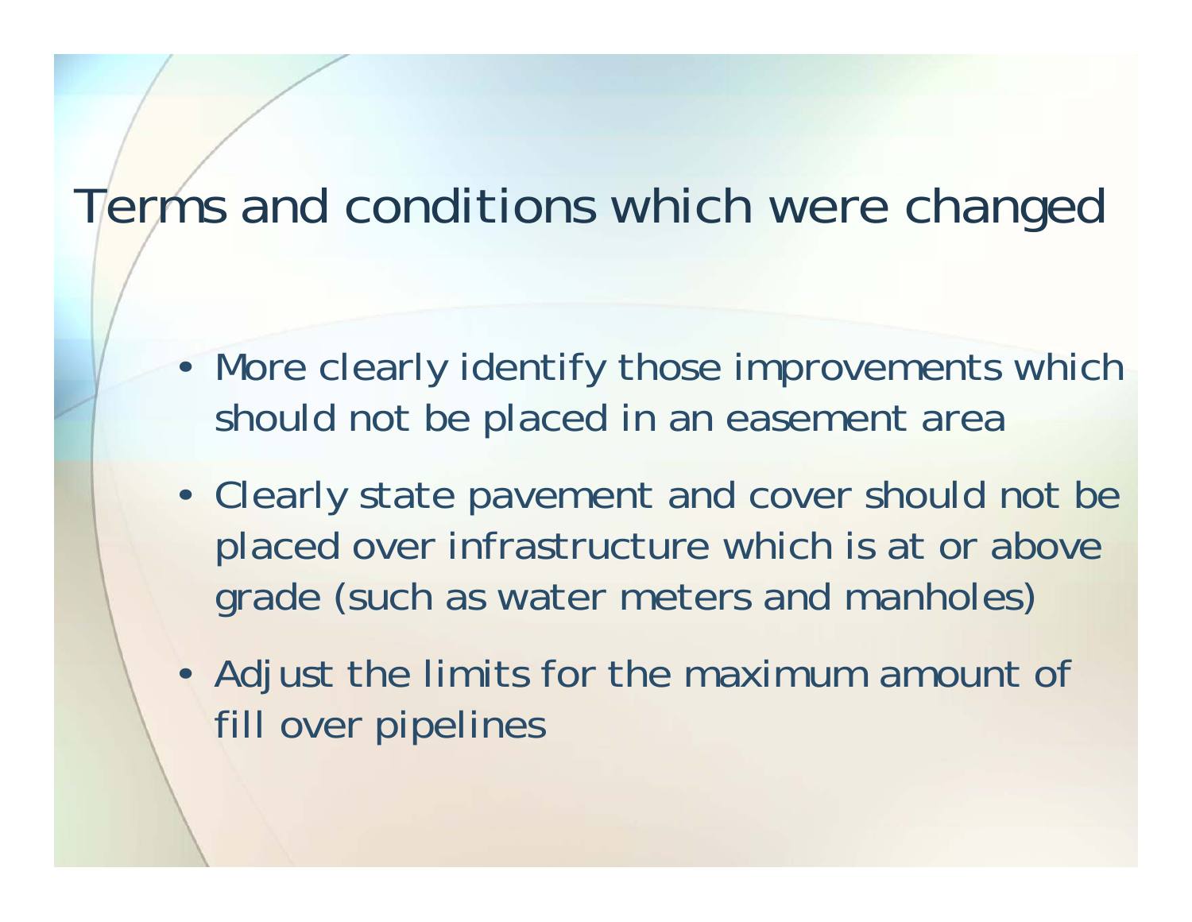# Terms and conditions which were changed

- More clearly identify those improvements which should not be placed in an easement area
- Clearly state pavement and cover should not be placed over infrastructure which is at or above grade (such as water meters and manholes)
- Adjust the limits for the maximum amount of fill over pipelines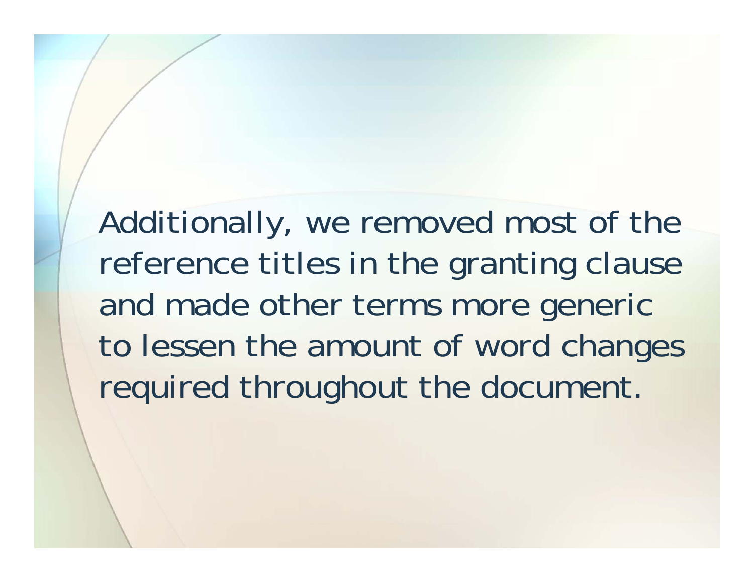Additionally, we removed most of the reference titles in the granting clause and made other terms more generic to lessen the amount of word changes required throughout the document.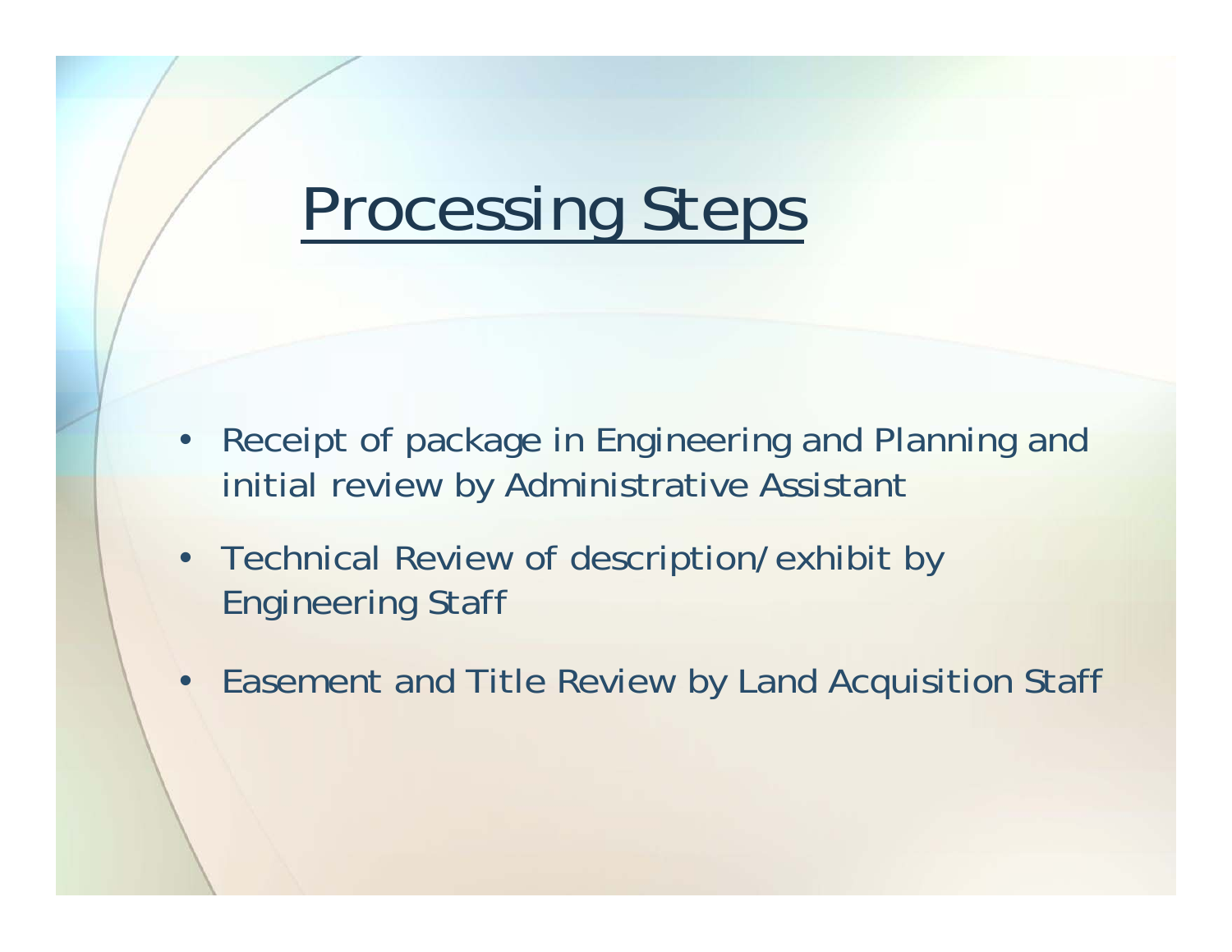# Processing Steps

- Receipt of package in Engineering and Planning and initial review by Administrative Assistant
- Technical Review of description/exhibit by Engineering Staff
- Easement and Title Review by Land Acquisition Staff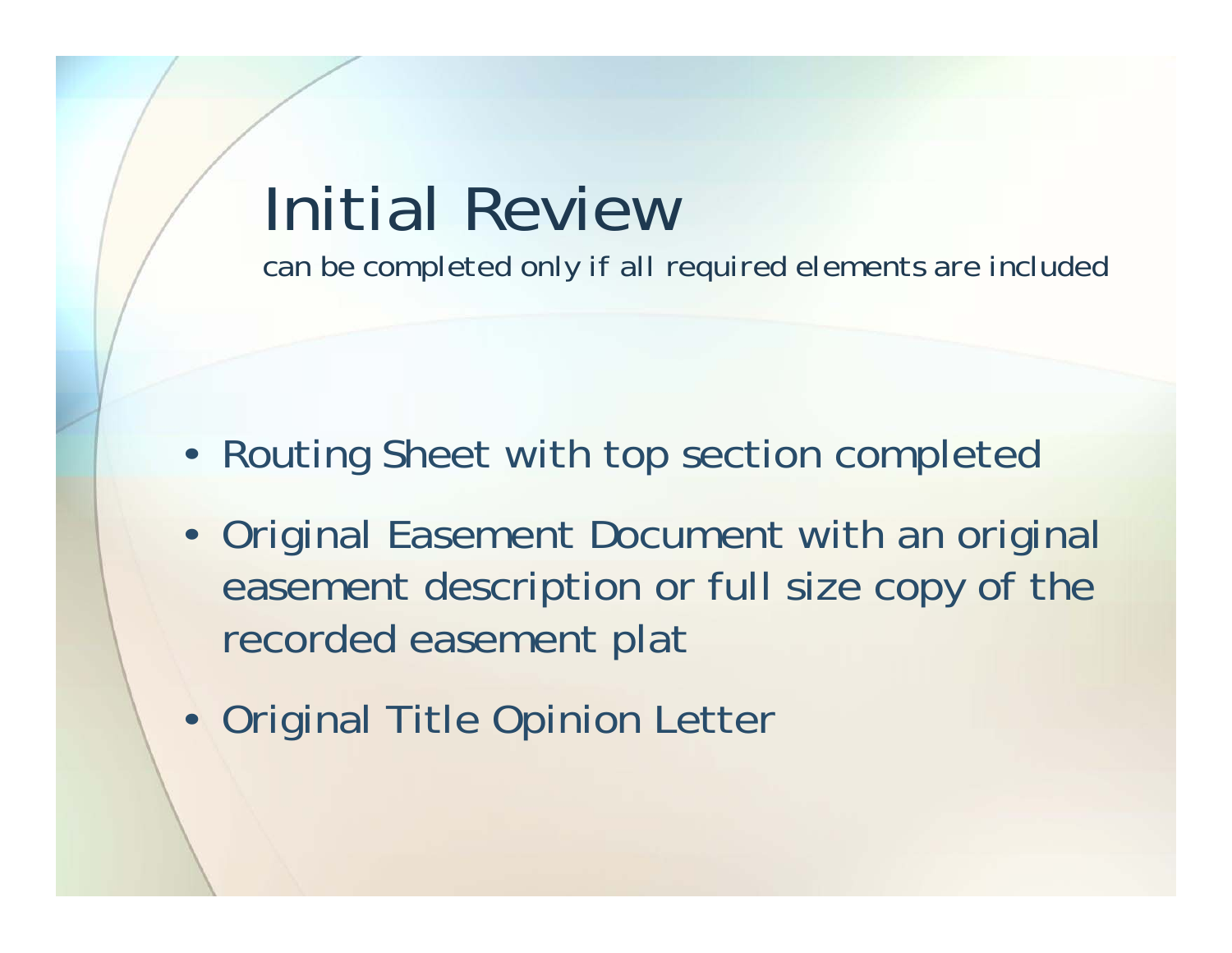# Initial Review

can be completed only if all required elements are included

- Routing Sheet with top section completed
- Original Easement Document with an original easement description or full size copy of the recorded easement plat
- Original Title Opinion Letter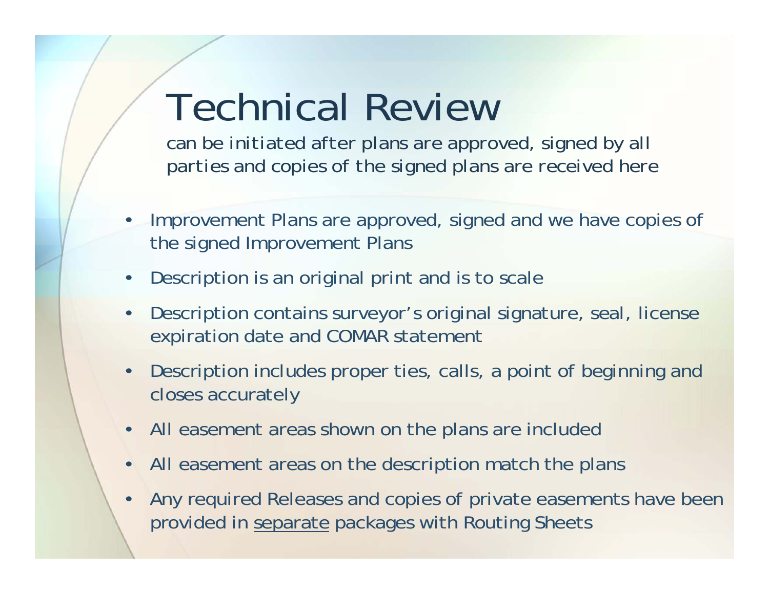# Technical Review

can be initiated after plans are approved, signed by all parties and copies of the signed plans are received here

- Improvement Plans are approved, signed and we have copies of the signed Improvement Plans
- Description is an original print and is to scale
- Description contains surveyor's original signature, seal, license expiration date and COMAR statement
- Description includes proper ties, calls, a point of beginning and closes accurately
- All easement areas shown on the plans are included
- All easement areas on the description match the plans
- Any required Releases and copies of private easements have been provided in <u>separate</u> packages with Routing Sheets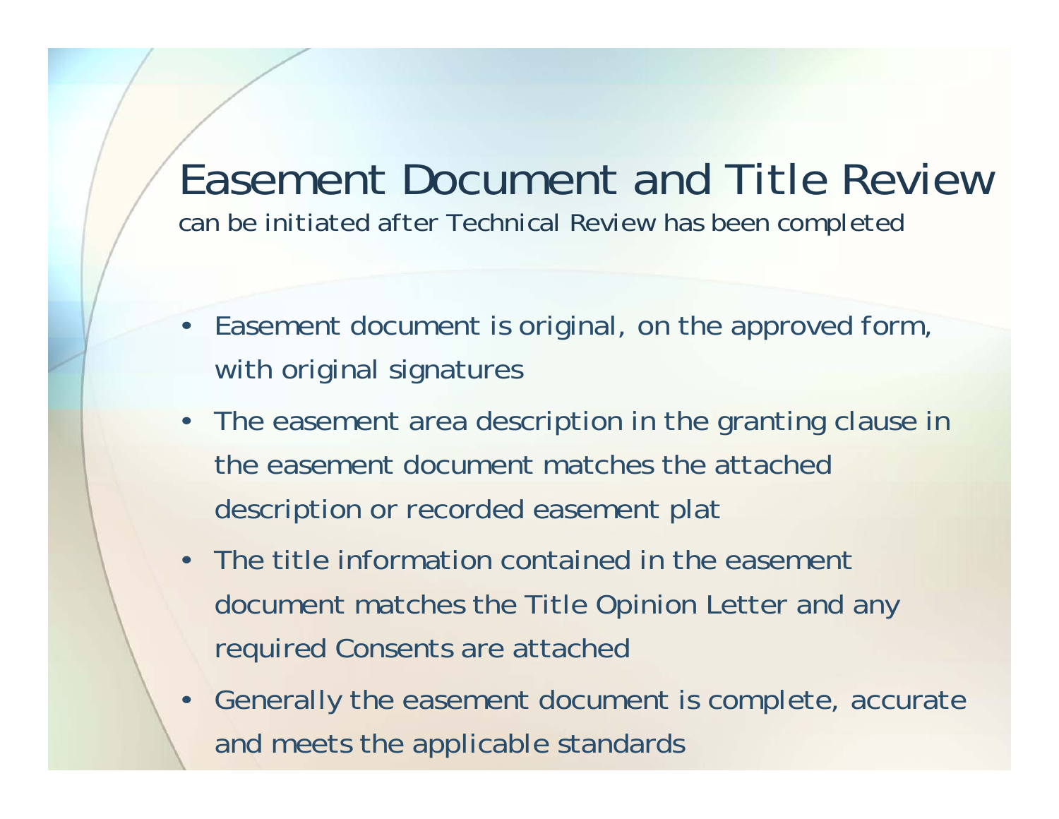# Easement Document and Title Review

can be initiated after Technical Review has been completed

- Easement document is original, on the approved form, with original signatures
- The easement area description in the granting clause in the easement document matches the attached description or recorded easement plat
- The title information contained in the easement document matches the Title Opinion Letter and any required Consents are attached
- Generally the easement document is complete, accurate and meets the applicable standards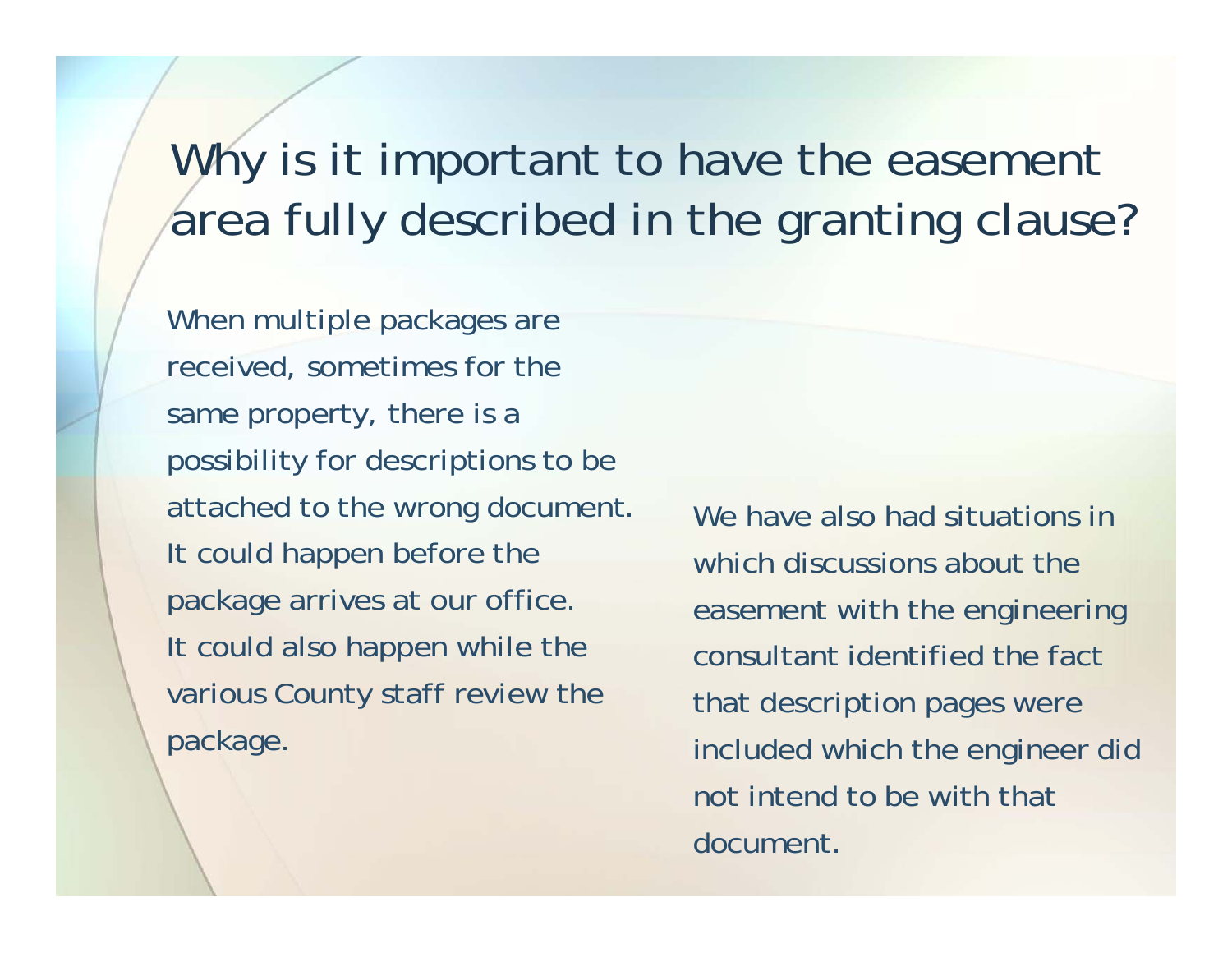# Why is it important to have the easement area fully described in the granting clause?

When multiple packages are received, sometimes for the same property, there is a possibility for descriptions to be attached to the wrong document. It could happen before the package arrives at our office. It could also happen while the various County staff review the package.

We have also had situations in which discussions about the easement with the engineering consultant identified the fact that description pages were included which the engineer did not intend to be with that document.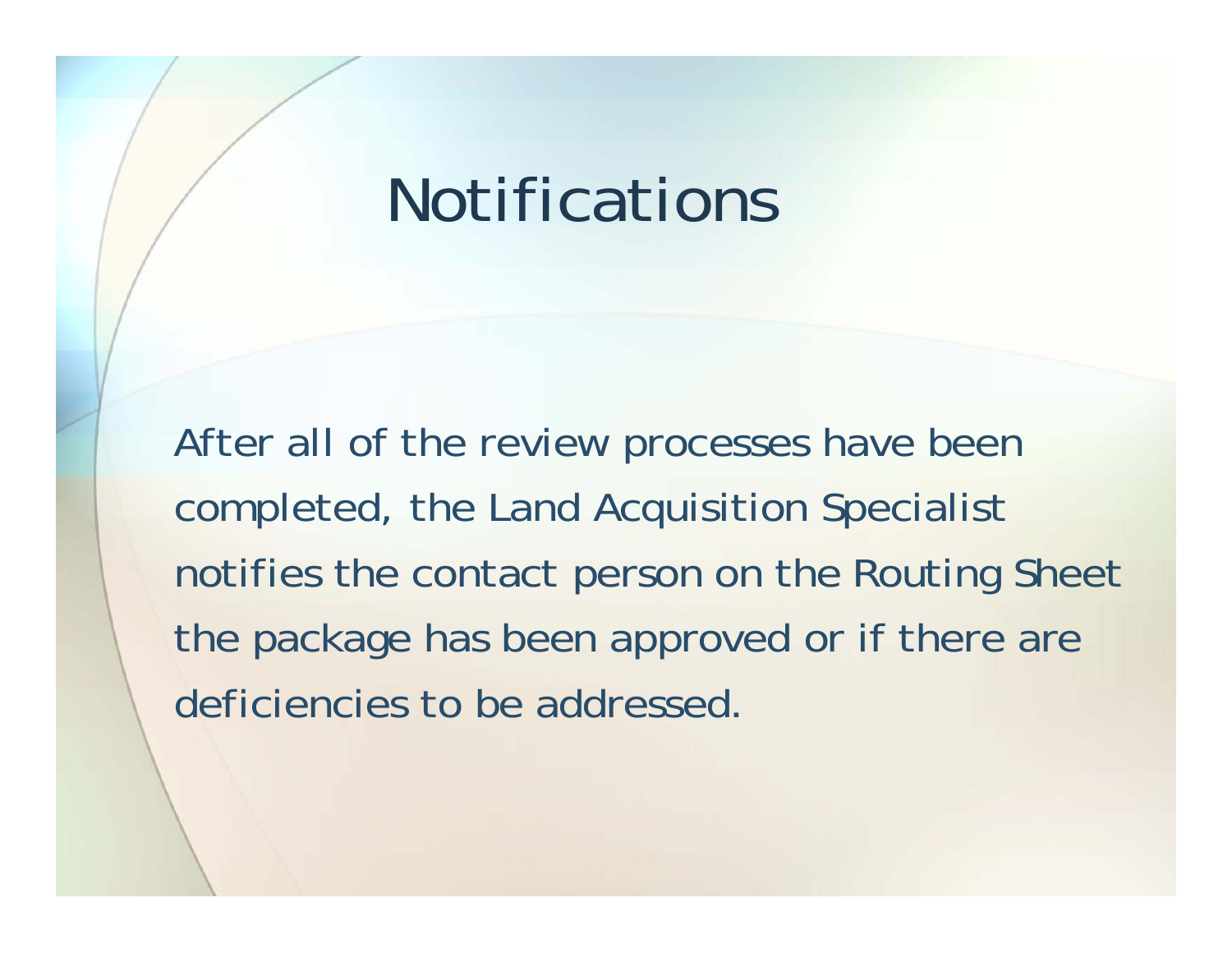# Notifications

After all of the review processes have been completed, the Land Acquisition Specialist notifies the contact person on the Routing Sheet the package has been approved or if there are deficiencies to be addressed.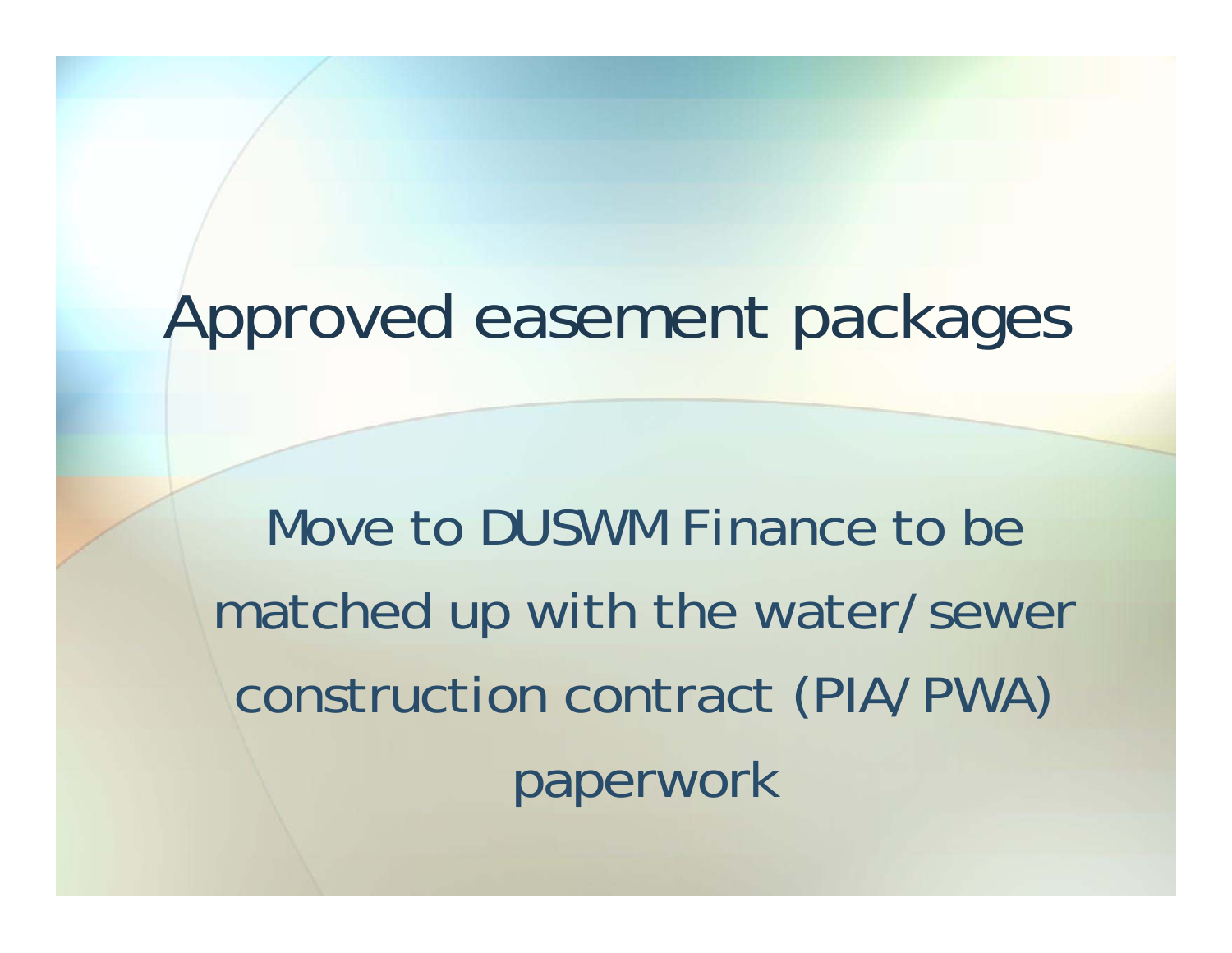# Approved easement packages

Move to DUSWM Finance to be matched up with the water/sewer construction contract (PIA/PWA) paperwork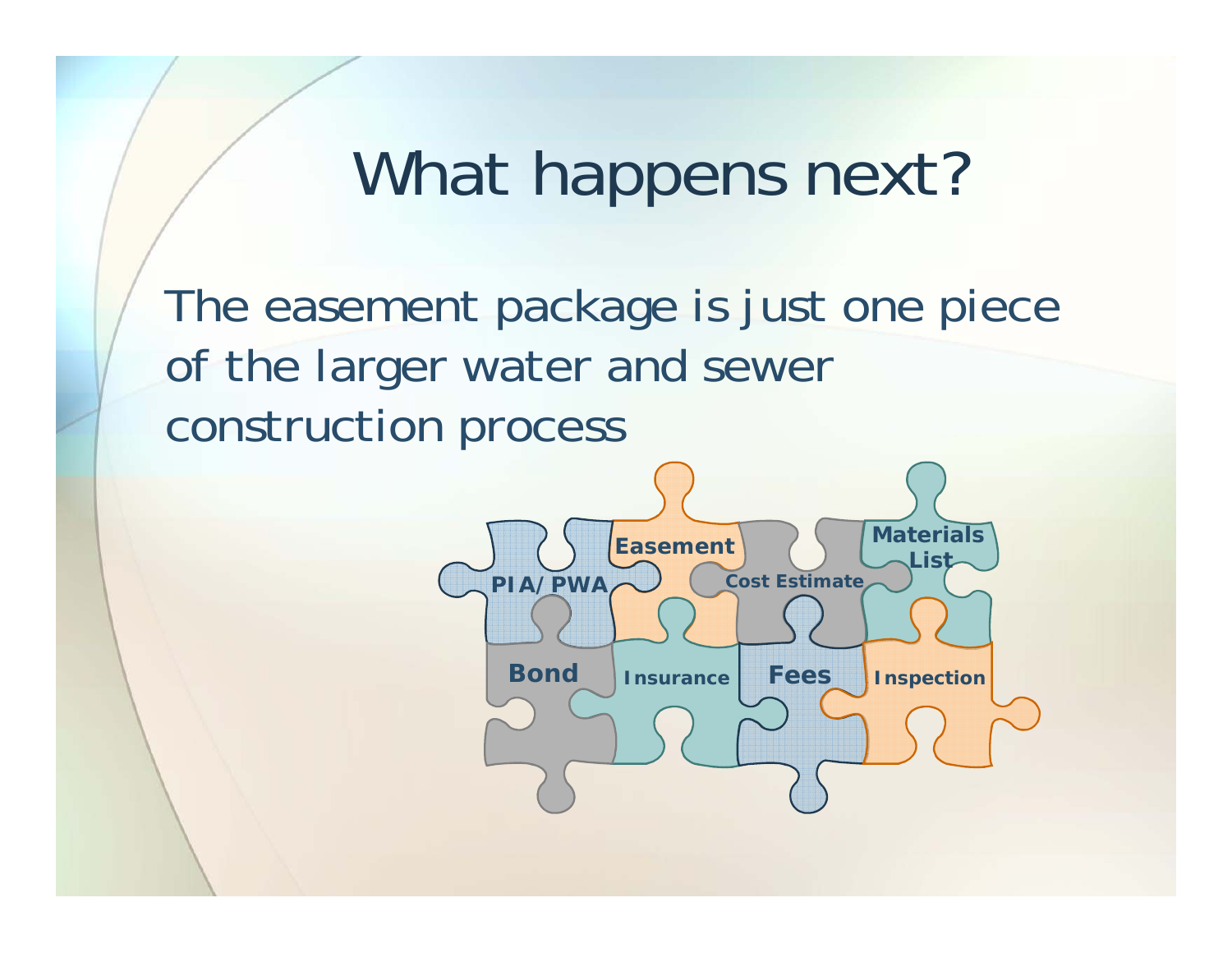# What happens next?

The easement package is just one piece of the larger water and sewer construction process

PIA/PWA

Easement

Cost Estimate

Materials List

Bond

Insurance

Fees

Inspection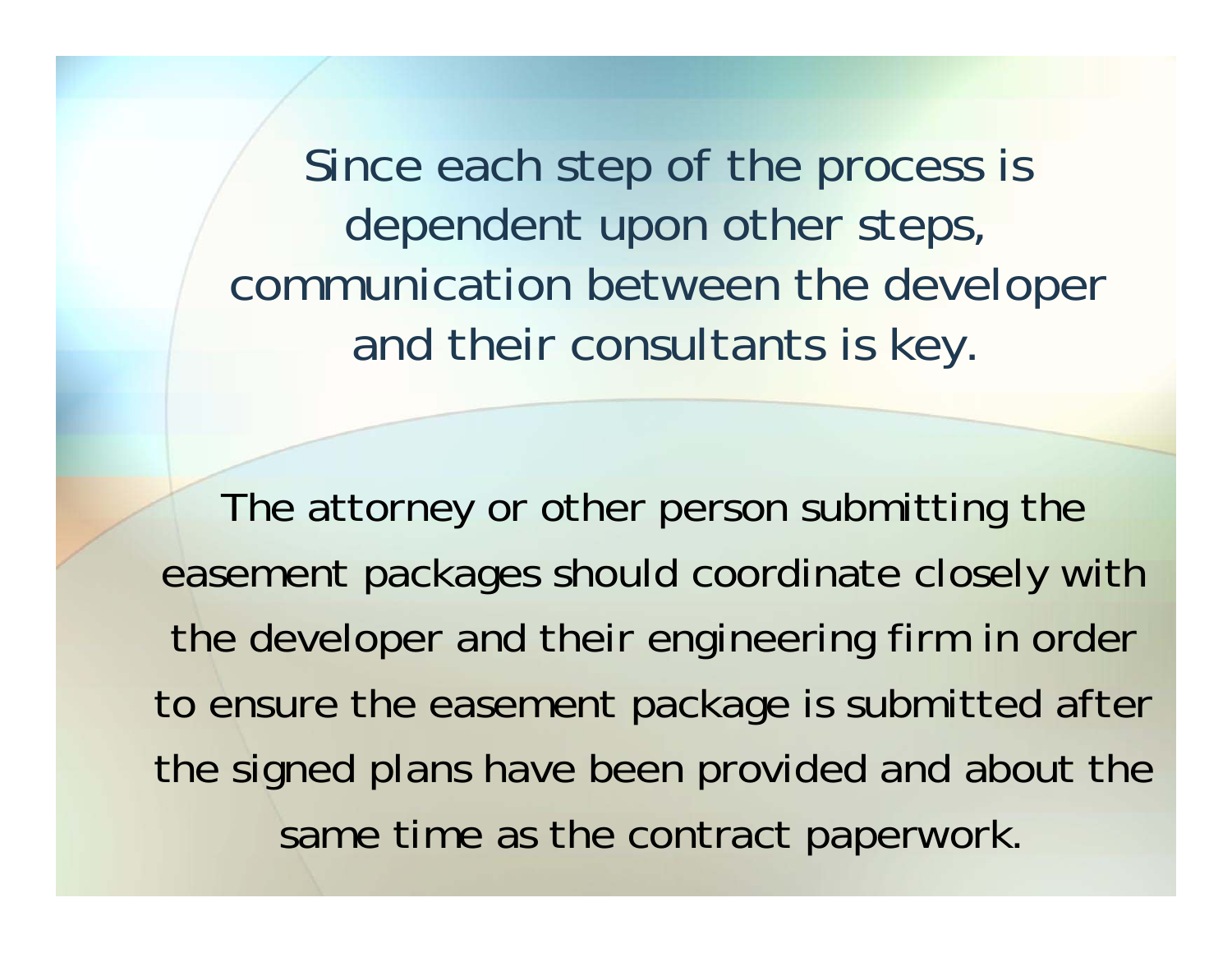Since each step of the process is dependent upon other steps, communication between the developer and their consultants is key.

The attorney or other person submitting the easement packages should coordinate closely with the developer and their engineering firm in order to ensure the easement package is submitted after the signed plans have been provided and about the same time as the contract paperwork.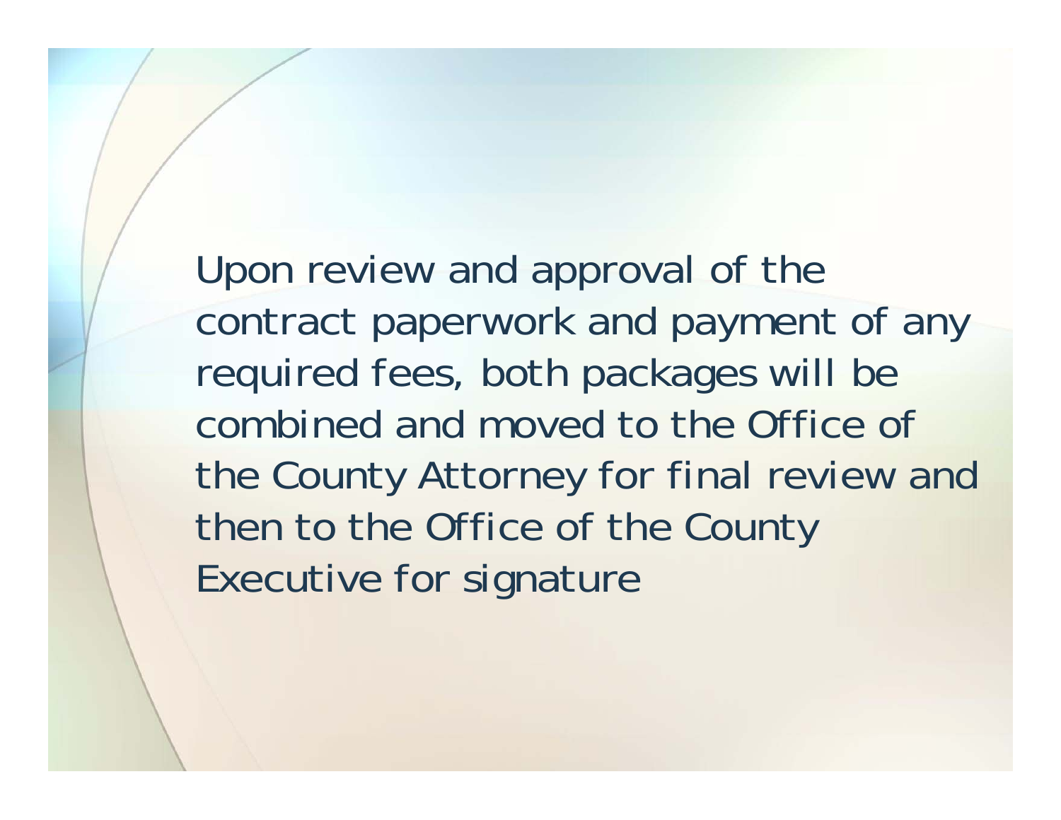Upon review and approval of the contract paperwork and payment of any required fees, both packages will be combined and moved to the Office of the County Attorney for final review and then to the Office of the County Executive for signature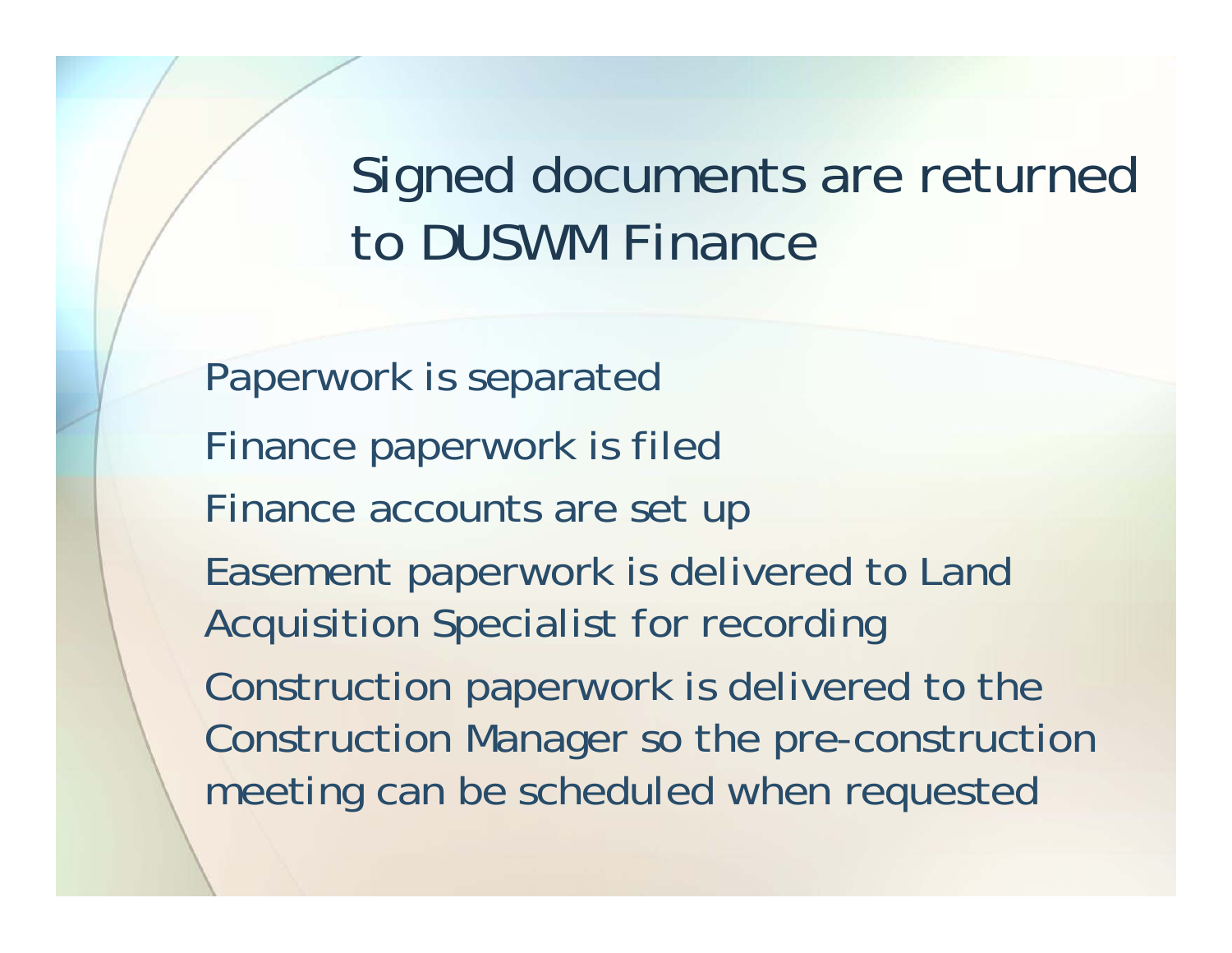# Signed documents are returned to DUSWM Finance

- Paperwork is separated
- Finance paperwork is filed
- Finance accounts are set up
- Easement paperwork is delivered to Land Acquisition Specialist for recording
- Construction paperwork is delivered to the Construction Manager so the pre-construction meeting can be scheduled when requested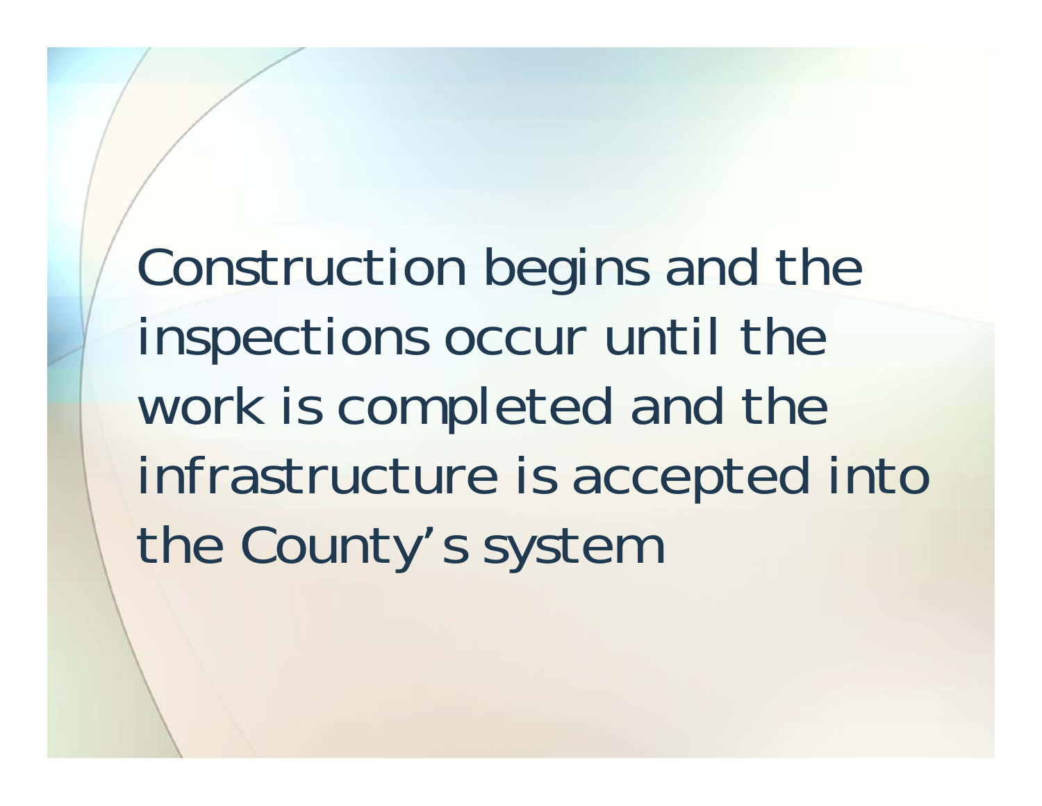Construction begins and the inspections occur until the work is completed and the infrastructure is accepted into the County's system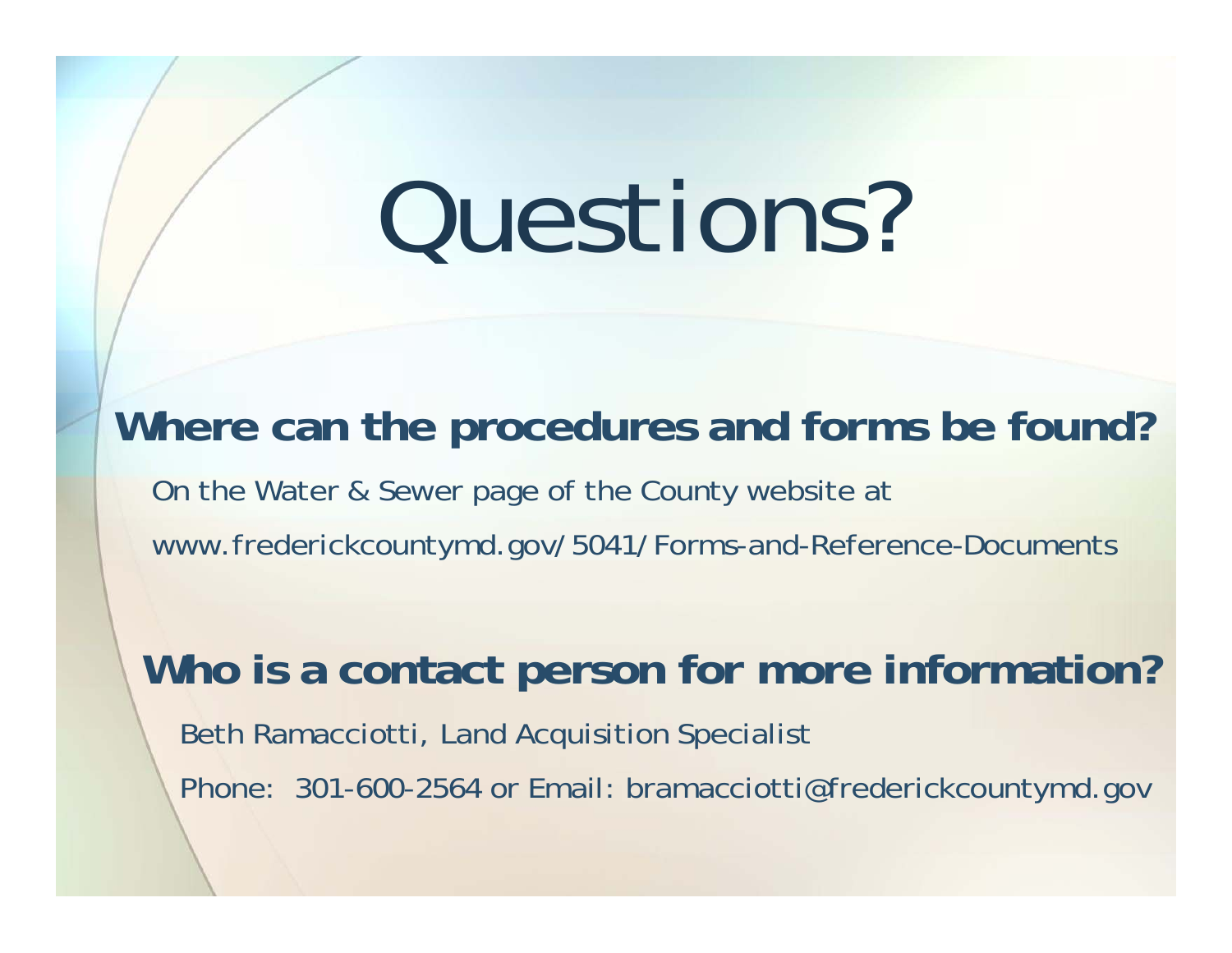# Questions?

## Where can the procedures and forms be found?

On the Water & Sewer page of the County website at

www.frederickcountymd.gov/5041/Forms-and-Reference-Documents

## Who is a contact person for more information?

Beth Ramacciotti, Land Acquisition Specialist

Phone: 301-600-2564 or Email: bramacciotti@frederickcountymd.gov